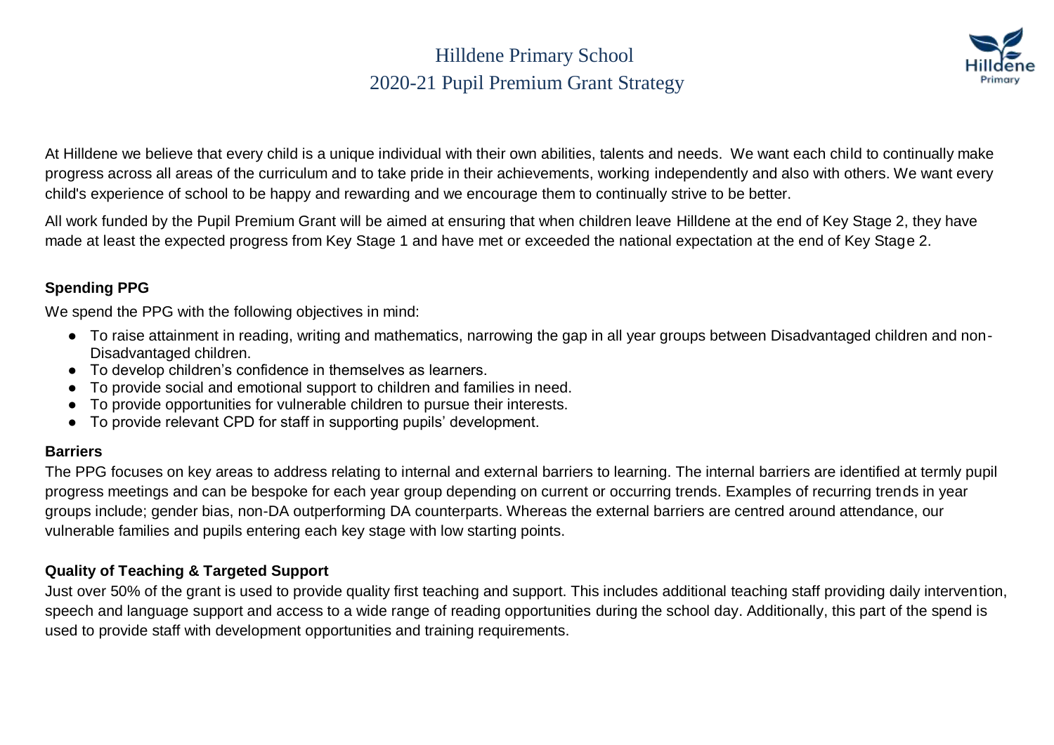# Hilldene Primary School
## 2020-21 Pupil Premium Grant Strategy

At Hilldene we believe that every child is a unique individual with their own abilities, talents and needs. We want each child to continually make progress across all areas of the curriculum and to take pride in their achievements, working independently and also with others. We want every child's experience of school to be happy and rewarding and we encourage them to continually strive to be better.

All work funded by the Pupil Premium Grant will be aimed at ensuring that when children leave Hilldene at the end of Key Stage 2, they have made at least the expected progress from Key Stage 1 and have met or exceeded the national expectation at the end of Key Stage 2.

### Spending PPG

We spend the PPG with the following objectives in mind:

- To raise attainment in reading, writing and mathematics, narrowing the gap in all year groups between Disadvantaged children and non-Disadvantaged children.
- To develop children's confidence in themselves as learners.
- To provide social and emotional support to children and families in need.
- To provide opportunities for vulnerable children to pursue their interests.
- To provide relevant CPD for staff in supporting pupils' development.

### Barriers

The PPG focuses on key areas to address relating to internal and external barriers to learning. The internal barriers are identified at termly pupil progress meetings and can be bespoke for each year group depending on current or occurring trends. Examples of recurring trends in year groups include; gender bias, non-DA outperforming DA counterparts. Whereas the external barriers are centred around attendance, our vulnerable families and pupils entering each key stage with low starting points.

### Quality of Teaching & Targeted Support

Just over 50% of the grant is used to provide quality first teaching and support. This includes additional teaching staff providing daily intervention, speech and language support and access to a wide range of reading opportunities during the school day. Additionally, this part of the spend is used to provide staff with development opportunities and training requirements.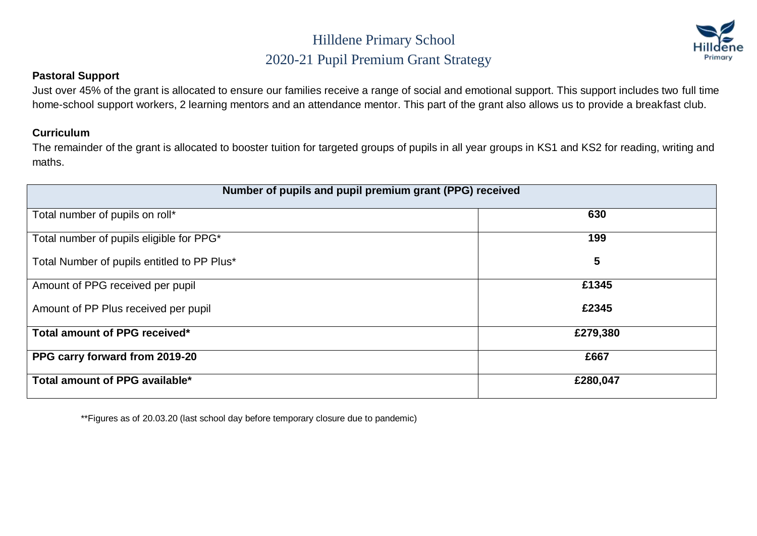## Pastoral Support

Just over 45% of the grant is allocated to ensure our families receive a range of social and emotional support. This support includes two full time home-school support workers, 2 learning mentors and an attendance mentor. This part of the grant also allows us to provide a breakfast club.

## Curriculum

The remainder of the grant is allocated to booster tuition for targeted groups of pupils in all year groups in KS1 and KS2 for reading, writing and maths.

| Number of pupils and pupil premium grant (PPG) received | |
|---|---|
| Total number of pupils on roll* | **630** |
| Total number of pupils eligible for PPG*<br>Total Number of pupils entitled to PP Plus* | **199**<br>**5** |
| Amount of PPG received per pupil<br>Amount of PP Plus received per pupil | **£1345**<br>**£2345** |
| **Total amount of PPG received*** | **£279,380** |
| **PPG carry forward from 2019-20** | **£667** |
| **Total amount of PPG available*** | **£280,047** |

**Figures as of 20.03.20 (last school day before temporary closure due to pandemic)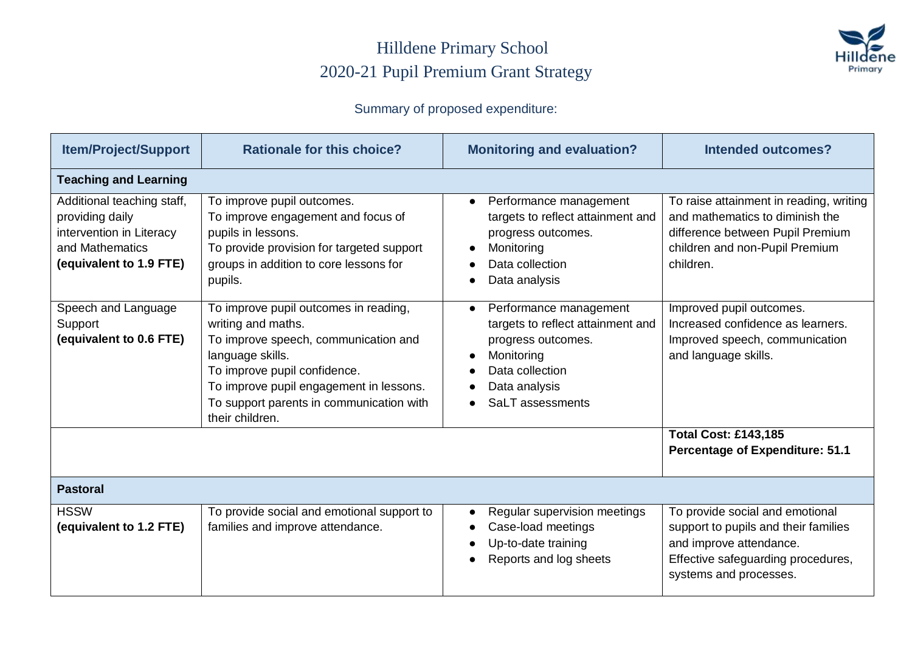# Hilldene Primary School

## 2020-21 Pupil Premium Grant Strategy

Summary of proposed expenditure:

| Item/Project/Support | Rationale for this choice? | Monitoring and evaluation? | Intended outcomes? |
|---|---|---|---|
| **Teaching and Learning** | | | |
| Additional teaching staff, providing daily intervention in Literacy and Mathematics **(equivalent to 1.9 FTE)** | To improve pupil outcomes.<br>To improve engagement and focus of pupils in lessons.<br>To provide provision for targeted support groups in addition to core lessons for pupils. | • Performance management targets to reflect attainment and progress outcomes.<br>• Monitoring<br>• Data collection<br>• Data analysis | To raise attainment in reading, writing and mathematics to diminish the difference between Pupil Premium children and non-Pupil Premium children. |
| Speech and Language Support **(equivalent to 0.6 FTE)** | To improve pupil outcomes in reading, writing and maths.<br>To improve speech, communication and language skills.<br>To improve pupil confidence.<br>To improve pupil engagement in lessons.<br>To support parents in communication with their children. | • Performance management targets to reflect attainment and progress outcomes.<br>• Monitoring<br>• Data collection<br>• Data analysis<br>• SaLT assessments | Improved pupil outcomes.<br>Increased confidence as learners.<br>Improved speech, communication and language skills. |
| | | | **Total Cost: £143,185**<br>**Percentage of Expenditure: 51.1** |
| **Pastoral** | | | |
| HSSW **(equivalent to 1.2 FTE)** | To provide social and emotional support to families and improve attendance. | • Regular supervision meetings<br>• Case-load meetings<br>• Up-to-date training<br>• Reports and log sheets | To provide social and emotional support to pupils and their families and improve attendance.<br>Effective safeguarding procedures, systems and processes. |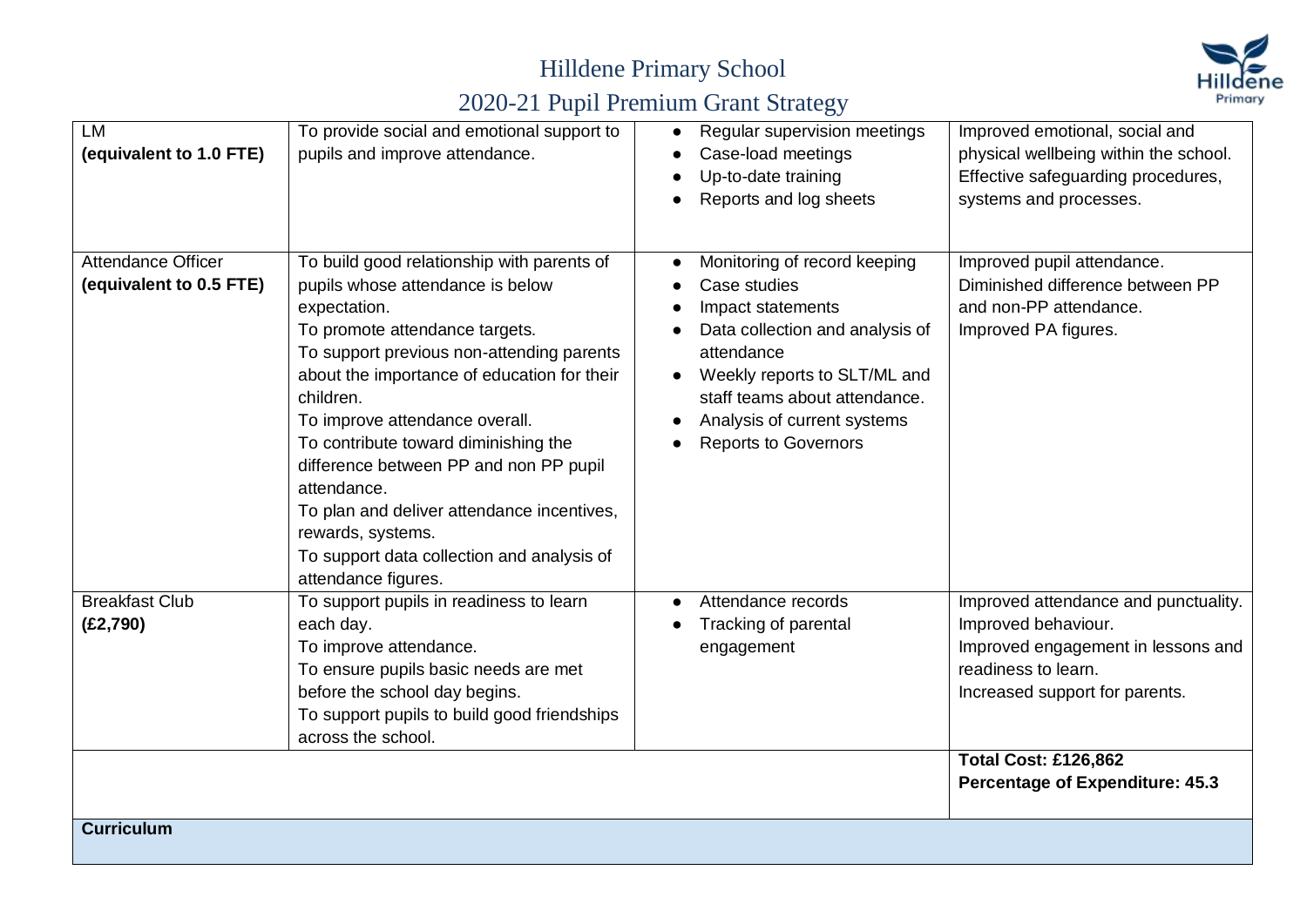| LM<br>**(equivalent to 1.0 FTE)** | To provide social and emotional support to pupils and improve attendance. | • Regular supervision meetings<br>• Case-load meetings<br>• Up-to-date training<br>• Reports and log sheets | Improved emotional, social and physical wellbeing within the school.<br>Effective safeguarding procedures, systems and processes. |
|---|---|---|---|
| Attendance Officer<br>**(equivalent to 0.5 FTE)** | To build good relationship with parents of pupils whose attendance is below expectation.<br>To promote attendance targets.<br>To support previous non-attending parents about the importance of education for their children.<br>To improve attendance overall.<br>To contribute toward diminishing the difference between PP and non PP pupil attendance.<br>To plan and deliver attendance incentives, rewards, systems.<br>To support data collection and analysis of attendance figures. | • Monitoring of record keeping<br>• Case studies<br>• Impact statements<br>• Data collection and analysis of attendance<br>• Weekly reports to SLT/ML and staff teams about attendance.<br>• Analysis of current systems<br>• Reports to Governors | Improved pupil attendance.<br>Diminished difference between PP and non-PP attendance.<br>Improved PA figures. |
| Breakfast Club<br>**(£2,790)** | To support pupils in readiness to learn each day.<br>To improve attendance.<br>To ensure pupils basic needs are met before the school day begins.<br>To support pupils to build good friendships across the school. | • Attendance records<br>• Tracking of parental engagement | Improved attendance and punctuality.<br>Improved behaviour.<br>Improved engagement in lessons and readiness to learn.<br>Increased support for parents. |
| | | | **Total Cost: £126,862**<br>**Percentage of Expenditure: 45.3** |
| **Curriculum** | | | |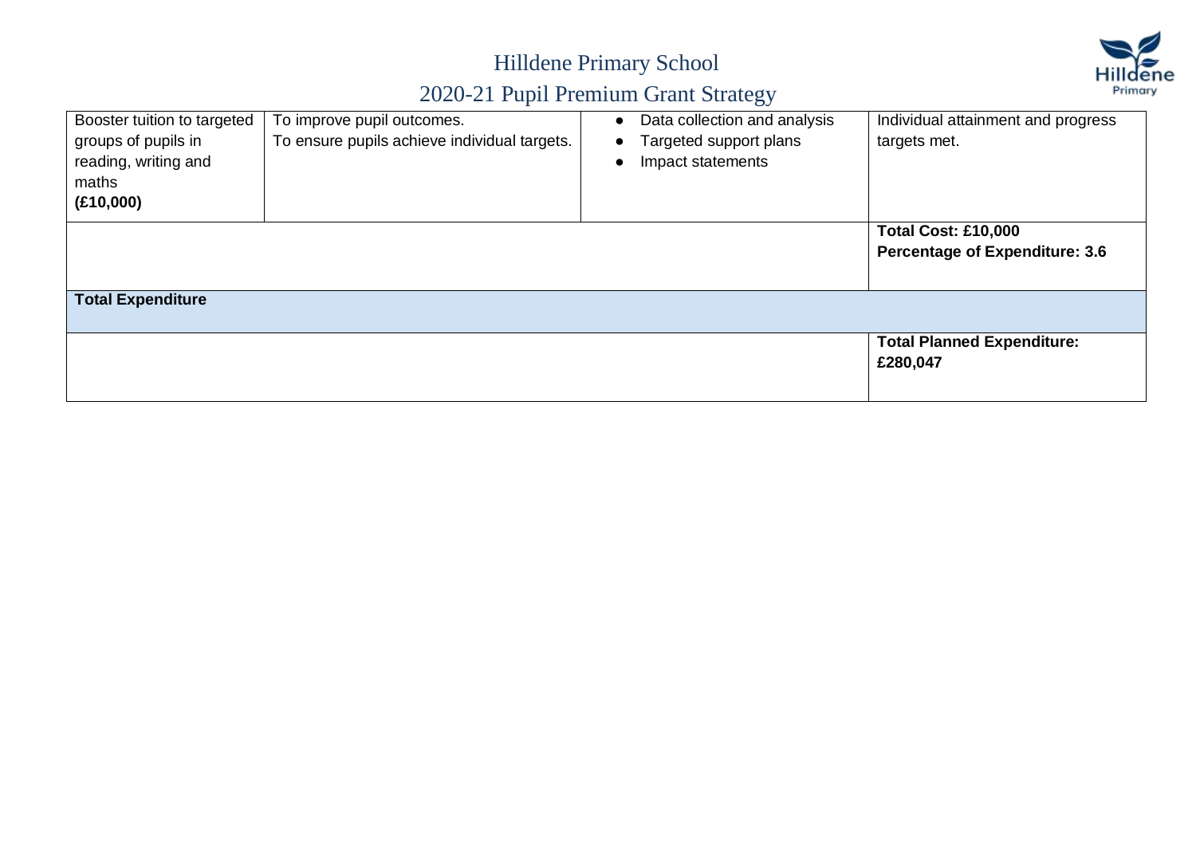| | | | |
|---|---|---|---|
| Booster tuition to targeted groups of pupils in reading, writing and maths **(£10,000)** | To improve pupil outcomes. To ensure pupils achieve individual targets. | • Data collection and analysis<br>• Targeted support plans<br>• Impact statements | Individual attainment and progress targets met. |
| | | | **Total Cost: £10,000**<br>**Percentage of Expenditure: 3.6** |
| **Total Expenditure** | | | |
| | | | **Total Planned Expenditure: £280,047** |